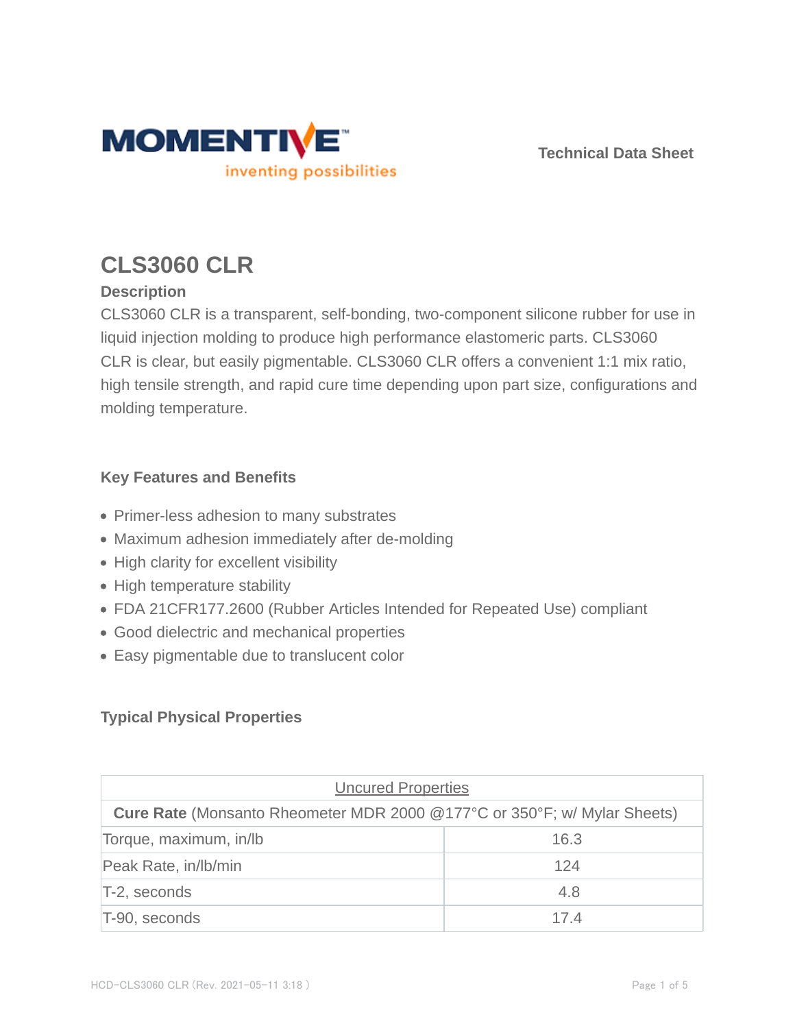Technical Data Sheet

# CLS3060 CLR

## Description

CLS3060 CLR is a transparent, self-bonding, two-component silicone rubber for use in liquid injection molding to produce high performance elastomeric parts. CLS3060 CLR is clear, but easily pigmentable. CLS3060 CLR offers a convenient 1:1 mix ratio, high tensile strength, and rapid cure time depending upon part size, configurations and molding temperature.

## Key Features and Benefits

- Primer-less adhesion to many substrates
- Maximum adhesion immediately after de-molding
- High clarity for excellent visibility
- High temperature stability
- FDA 21CFR177.2600 (Rubber Articles Intended for Repeated Use) compliant
- Good dielectric and mechanical properties
- Easy pigmentable due to translucent color

## Typical Physical Properties

| Uncured Properties | |
|---|---|
| **Cure Rate** (Monsanto Rheometer MDR 2000 @177°C or 350°F; w/ Mylar Sheets) | |
| Torque, maximum, in/lb | 16.3 |
| Peak Rate, in/lb/min | 124 |
| T-2, seconds | 4.8 |
| T-90, seconds | 17.4 |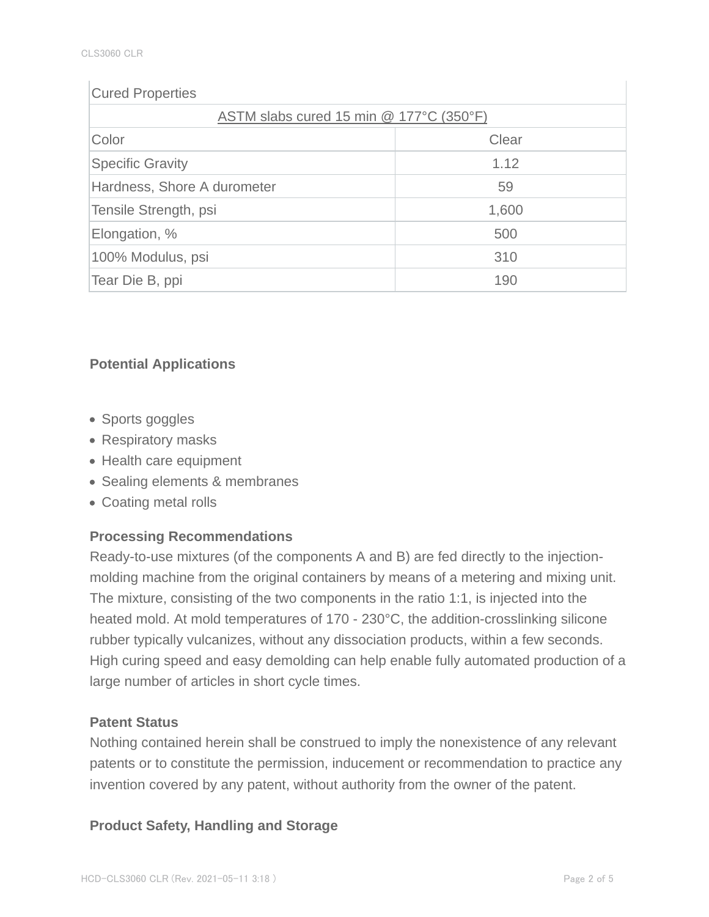| Cured Properties | |
|---|---|
| ASTM slabs cured 15 min @ 177°C (350°F) | |
| Color | Clear |
| Specific Gravity | 1.12 |
| Hardness, Shore A durometer | 59 |
| Tensile Strength, psi | 1,600 |
| Elongation, % | 500 |
| 100% Modulus, psi | 310 |
| Tear Die B, ppi | 190 |

### Potential Applications

- Sports goggles
- Respiratory masks
- Health care equipment
- Sealing elements & membranes
- Coating metal rolls

### Processing Recommendations

Ready-to-use mixtures (of the components A and B) are fed directly to the injection-molding machine from the original containers by means of a metering and mixing unit. The mixture, consisting of the two components in the ratio 1:1, is injected into the heated mold. At mold temperatures of 170 - 230°C, the addition-crosslinking silicone rubber typically vulcanizes, without any dissociation products, within a few seconds. High curing speed and easy demolding can help enable fully automated production of a large number of articles in short cycle times.

### Patent Status

Nothing contained herein shall be construed to imply the nonexistence of any relevant patents or to constitute the permission, inducement or recommendation to practice any invention covered by any patent, without authority from the owner of the patent.

### Product Safety, Handling and Storage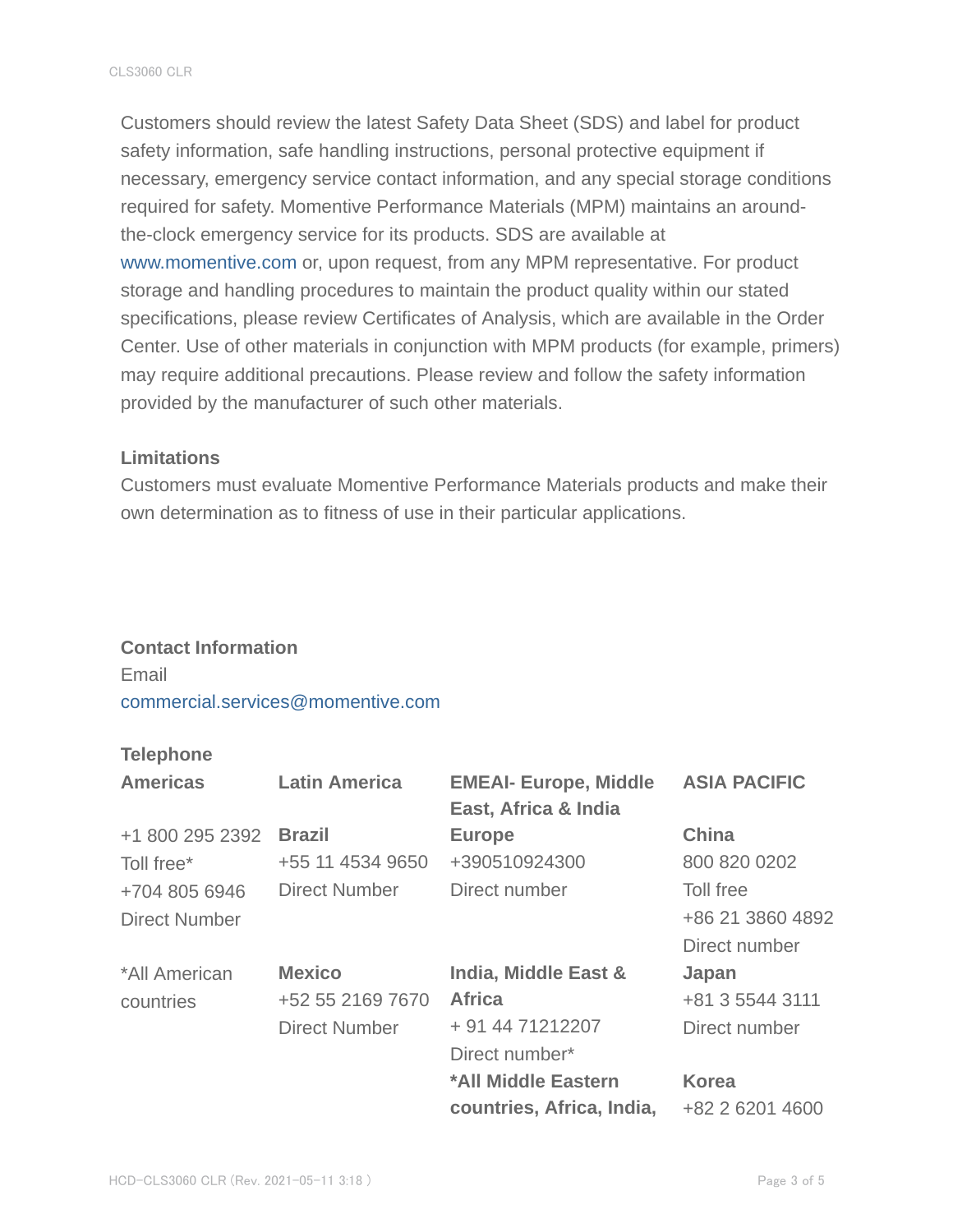Customers should review the latest Safety Data Sheet (SDS) and label for product safety information, safe handling instructions, personal protective equipment if necessary, emergency service contact information, and any special storage conditions required for safety. Momentive Performance Materials (MPM) maintains an around-the-clock emergency service for its products. SDS are available at www.momentive.com or, upon request, from any MPM representative. For product storage and handling procedures to maintain the product quality within our stated specifications, please review Certificates of Analysis, which are available in the Order Center. Use of other materials in conjunction with MPM products (for example, primers) may require additional precautions. Please review and follow the safety information provided by the manufacturer of such other materials.

### Limitations

Customers must evaluate Momentive Performance Materials products and make their own determination as to fitness of use in their particular applications.

### Contact Information

Email

commercial.services@momentive.com

**Telephone**

| Americas | Latin America | EMEAI- Europe, Middle East, Africa & India | ASIA PACIFIC |
|---|---|---|---|
| +1 800 295 2392<br>Toll free*<br>+704 805 6946<br>Direct Number | **Brazil**<br>+55 11 4534 9650<br>Direct Number | **Europe**<br>+390510924300<br>Direct number | **China**<br>800 820 0202<br>Toll free<br>+86 21 3860 4892<br>Direct number |
| *All American countries | **Mexico**<br>+52 55 2169 7670<br>Direct Number | **India, Middle East & Africa**<br>+ 91 44 71212207<br>Direct number* | **Japan**<br>+81 3 5544 3111<br>Direct number |
| | | ***All Middle Eastern countries, Africa, India,** | **Korea**<br>+82 2 6201 4600 |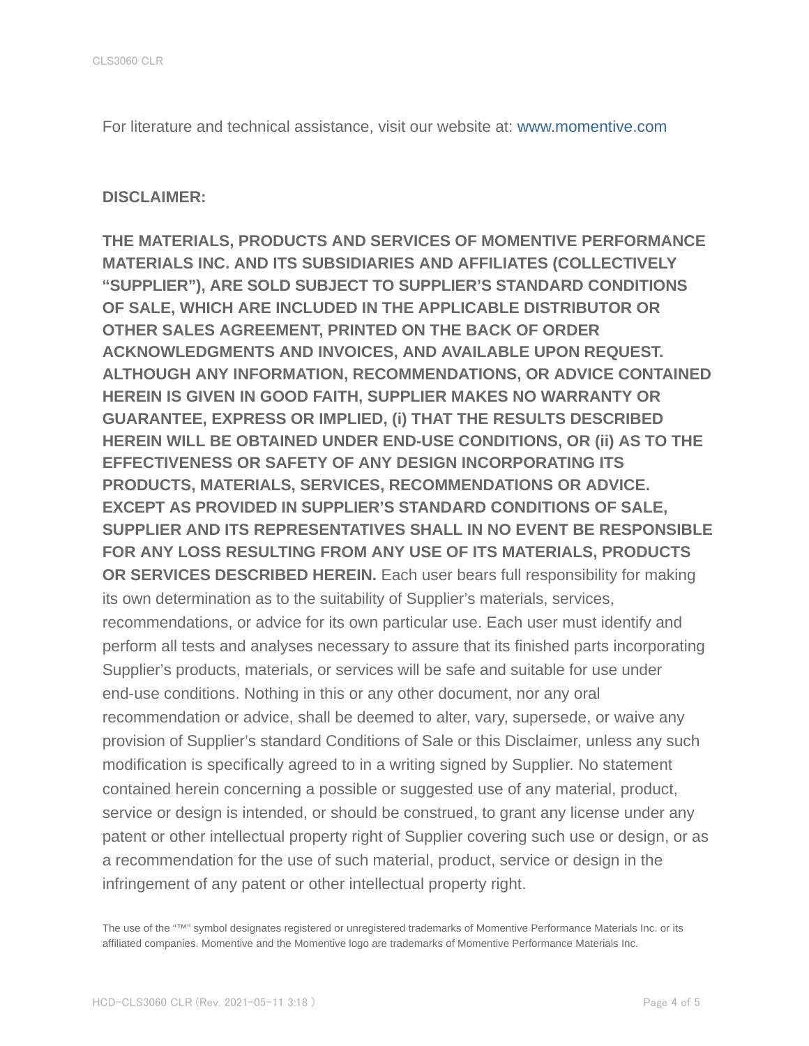For literature and technical assistance, visit our website at: www.momentive.com

**DISCLAIMER:**

**THE MATERIALS, PRODUCTS AND SERVICES OF MOMENTIVE PERFORMANCE MATERIALS INC. AND ITS SUBSIDIARIES AND AFFILIATES (COLLECTIVELY "SUPPLIER"), ARE SOLD SUBJECT TO SUPPLIER'S STANDARD CONDITIONS OF SALE, WHICH ARE INCLUDED IN THE APPLICABLE DISTRIBUTOR OR OTHER SALES AGREEMENT, PRINTED ON THE BACK OF ORDER ACKNOWLEDGMENTS AND INVOICES, AND AVAILABLE UPON REQUEST. ALTHOUGH ANY INFORMATION, RECOMMENDATIONS, OR ADVICE CONTAINED HEREIN IS GIVEN IN GOOD FAITH, SUPPLIER MAKES NO WARRANTY OR GUARANTEE, EXPRESS OR IMPLIED, (i) THAT THE RESULTS DESCRIBED HEREIN WILL BE OBTAINED UNDER END-USE CONDITIONS, OR (ii) AS TO THE EFFECTIVENESS OR SAFETY OF ANY DESIGN INCORPORATING ITS PRODUCTS, MATERIALS, SERVICES, RECOMMENDATIONS OR ADVICE. EXCEPT AS PROVIDED IN SUPPLIER'S STANDARD CONDITIONS OF SALE, SUPPLIER AND ITS REPRESENTATIVES SHALL IN NO EVENT BE RESPONSIBLE FOR ANY LOSS RESULTING FROM ANY USE OF ITS MATERIALS, PRODUCTS OR SERVICES DESCRIBED HEREIN.** Each user bears full responsibility for making its own determination as to the suitability of Supplier's materials, services, recommendations, or advice for its own particular use. Each user must identify and perform all tests and analyses necessary to assure that its finished parts incorporating Supplier's products, materials, or services will be safe and suitable for use under end-use conditions. Nothing in this or any other document, nor any oral recommendation or advice, shall be deemed to alter, vary, supersede, or waive any provision of Supplier's standard Conditions of Sale or this Disclaimer, unless any such modification is specifically agreed to in a writing signed by Supplier. No statement contained herein concerning a possible or suggested use of any material, product, service or design is intended, or should be construed, to grant any license under any patent or other intellectual property right of Supplier covering such use or design, or as a recommendation for the use of such material, product, service or design in the infringement of any patent or other intellectual property right.

The use of the "™" symbol designates registered or unregistered trademarks of Momentive Performance Materials Inc. or its affiliated companies. Momentive and the Momentive logo are trademarks of Momentive Performance Materials Inc.